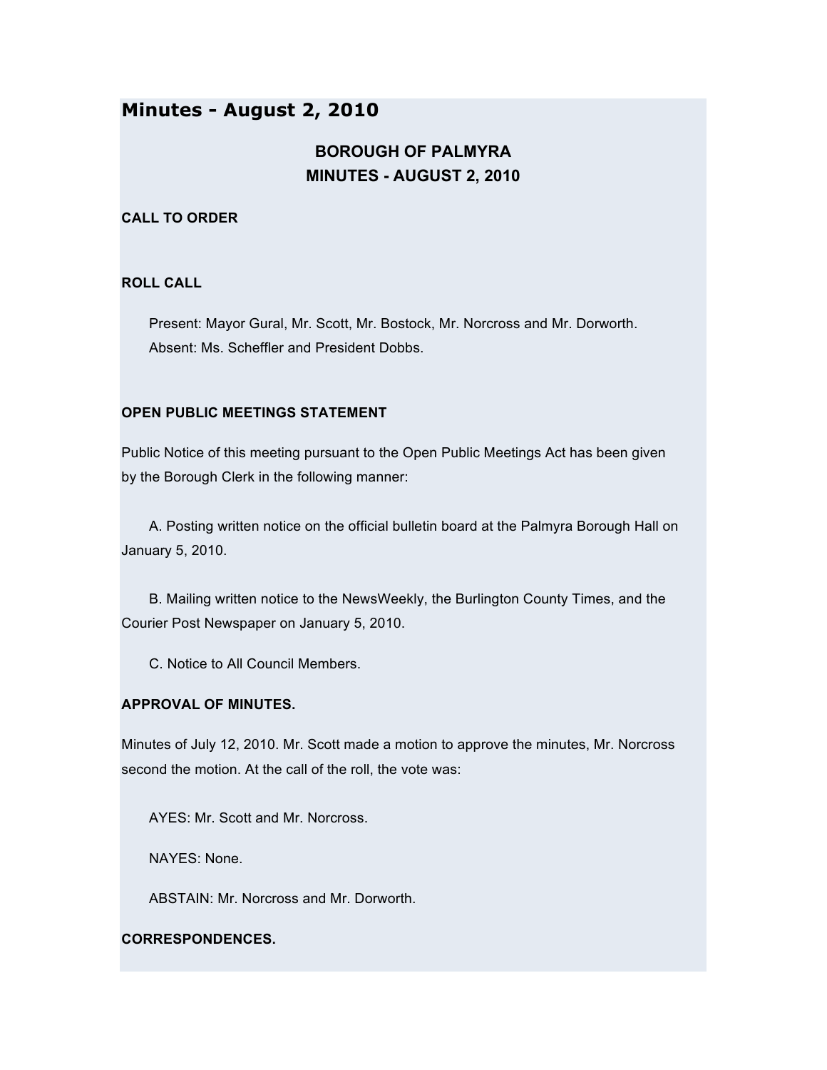# Minutes - August 2, 2010

## BOROUGH OF PALMYRA
## MINUTES - AUGUST 2, 2010

**CALL TO ORDER**

**ROLL CALL**

Present: Mayor Gural, Mr. Scott, Mr. Bostock, Mr. Norcross and Mr. Dorworth.
Absent: Ms. Scheffler and President Dobbs.

**OPEN PUBLIC MEETINGS STATEMENT**

Public Notice of this meeting pursuant to the Open Public Meetings Act has been given by the Borough Clerk in the following manner:

A. Posting written notice on the official bulletin board at the Palmyra Borough Hall on January 5, 2010.

B. Mailing written notice to the NewsWeekly, the Burlington County Times, and the Courier Post Newspaper on January 5, 2010.

C. Notice to All Council Members.

**APPROVAL OF MINUTES.**

Minutes of July 12, 2010. Mr. Scott made a motion to approve the minutes, Mr. Norcross second the motion. At the call of the roll, the vote was:

AYES: Mr. Scott and Mr. Norcross.

NAYES: None.

ABSTAIN: Mr. Norcross and Mr. Dorworth.

**CORRESPONDENCES.**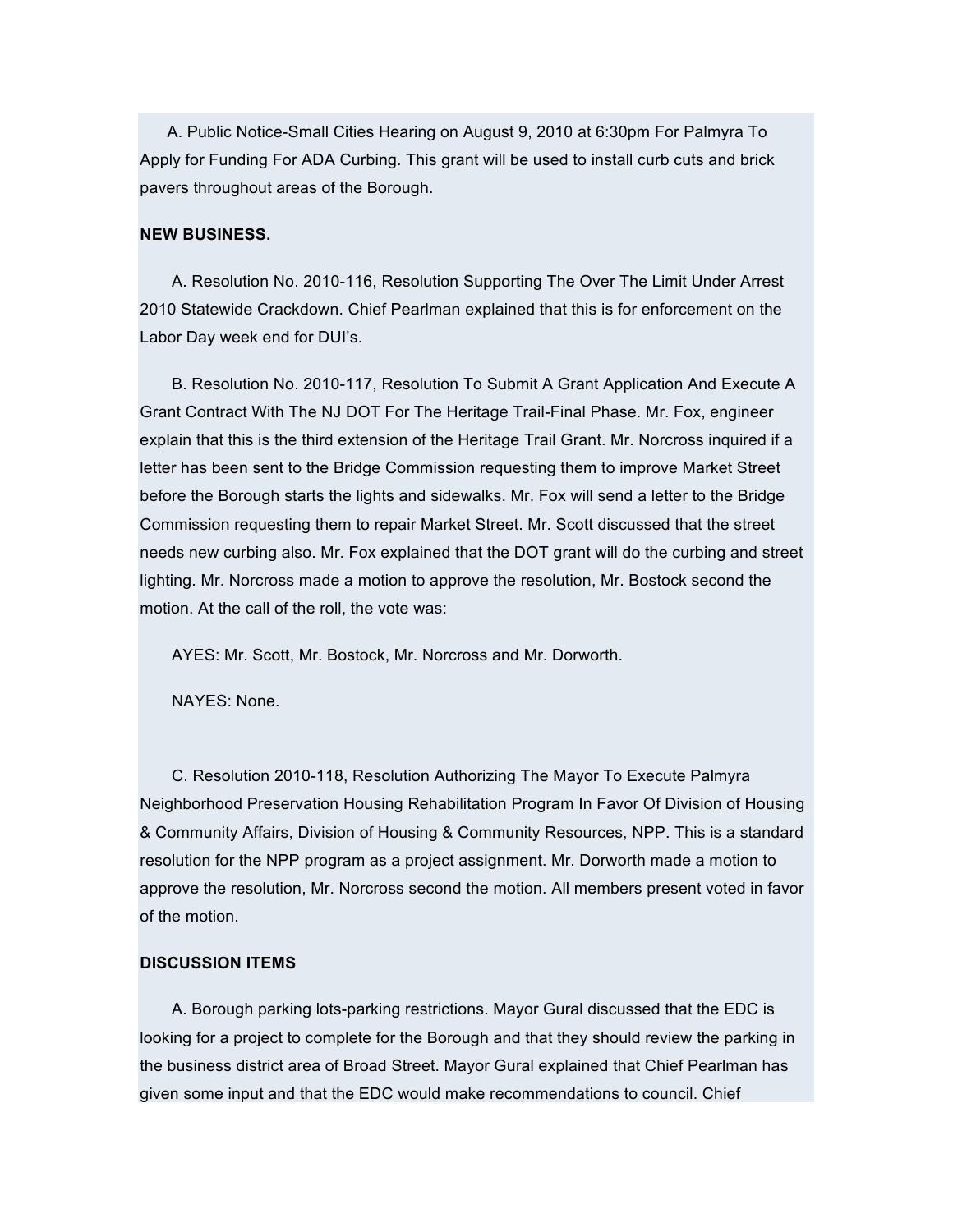A. Public Notice-Small Cities Hearing on August 9, 2010 at 6:30pm For Palmyra To Apply for Funding For ADA Curbing. This grant will be used to install curb cuts and brick pavers throughout areas of the Borough.

**NEW BUSINESS.**

A. Resolution No. 2010-116, Resolution Supporting The Over The Limit Under Arrest 2010 Statewide Crackdown. Chief Pearlman explained that this is for enforcement on the Labor Day week end for DUI's.

B. Resolution No. 2010-117, Resolution To Submit A Grant Application And Execute A Grant Contract With The NJ DOT For The Heritage Trail-Final Phase. Mr. Fox, engineer explain that this is the third extension of the Heritage Trail Grant. Mr. Norcross inquired if a letter has been sent to the Bridge Commission requesting them to improve Market Street before the Borough starts the lights and sidewalks. Mr. Fox will send a letter to the Bridge Commission requesting them to repair Market Street. Mr. Scott discussed that the street needs new curbing also. Mr. Fox explained that the DOT grant will do the curbing and street lighting. Mr. Norcross made a motion to approve the resolution, Mr. Bostock second the motion. At the call of the roll, the vote was:

AYES: Mr. Scott, Mr. Bostock, Mr. Norcross and Mr. Dorworth.

NAYES: None.

C. Resolution 2010-118, Resolution Authorizing The Mayor To Execute Palmyra Neighborhood Preservation Housing Rehabilitation Program In Favor Of Division of Housing & Community Affairs, Division of Housing & Community Resources, NPP. This is a standard resolution for the NPP program as a project assignment. Mr. Dorworth made a motion to approve the resolution, Mr. Norcross second the motion. All members present voted in favor of the motion.

**DISCUSSION ITEMS**

A. Borough parking lots-parking restrictions. Mayor Gural discussed that the EDC is looking for a project to complete for the Borough and that they should review the parking in the business district area of Broad Street. Mayor Gural explained that Chief Pearlman has given some input and that the EDC would make recommendations to council. Chief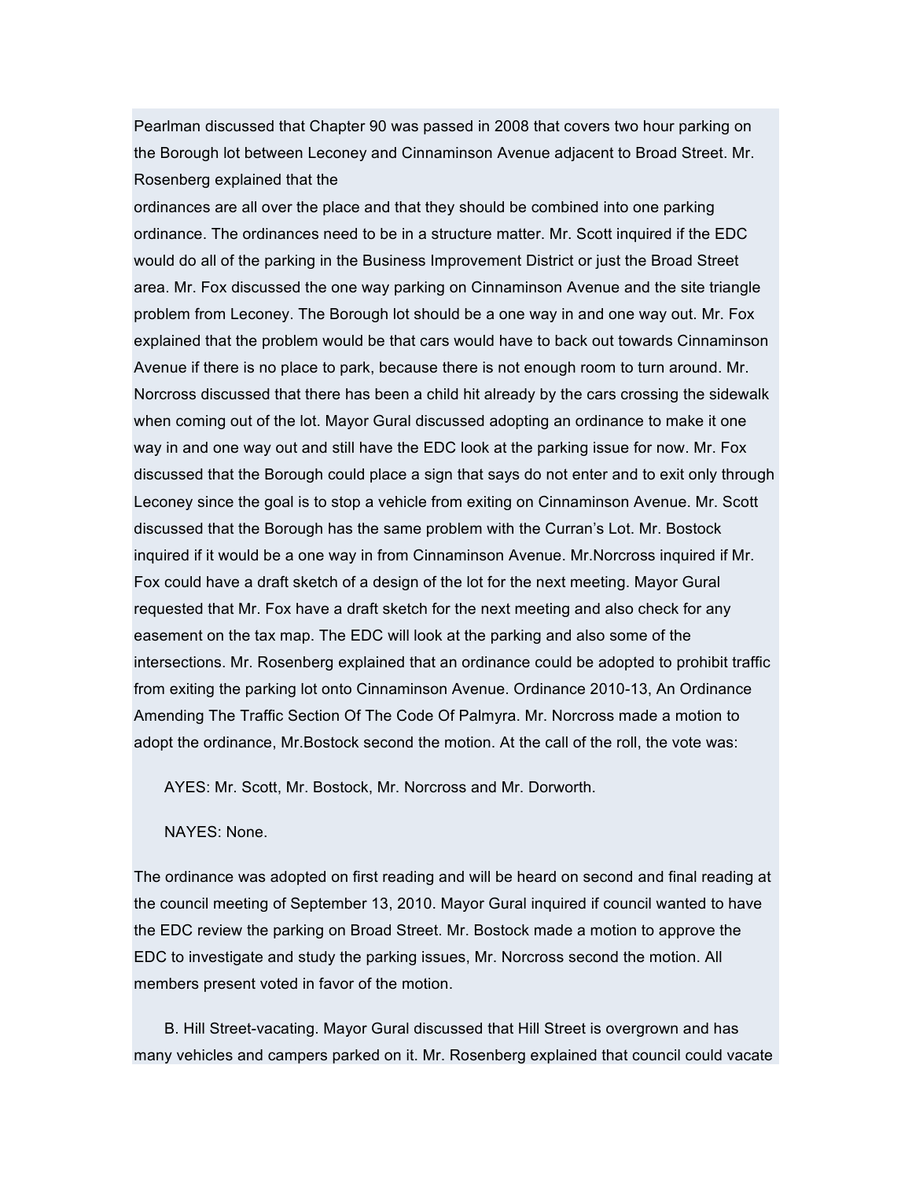Pearlman discussed that Chapter 90 was passed in 2008 that covers two hour parking on the Borough lot between Leconey and Cinnaminson Avenue adjacent to Broad Street. Mr. Rosenberg explained that the ordinances are all over the place and that they should be combined into one parking ordinance. The ordinances need to be in a structure matter. Mr. Scott inquired if the EDC would do all of the parking in the Business Improvement District or just the Broad Street area. Mr. Fox discussed the one way parking on Cinnaminson Avenue and the site triangle problem from Leconey. The Borough lot should be a one way in and one way out. Mr. Fox explained that the problem would be that cars would have to back out towards Cinnaminson Avenue if there is no place to park, because there is not enough room to turn around. Mr. Norcross discussed that there has been a child hit already by the cars crossing the sidewalk when coming out of the lot. Mayor Gural discussed adopting an ordinance to make it one way in and one way out and still have the EDC look at the parking issue for now. Mr. Fox discussed that the Borough could place a sign that says do not enter and to exit only through Leconey since the goal is to stop a vehicle from exiting on Cinnaminson Avenue. Mr. Scott discussed that the Borough has the same problem with the Curran's Lot. Mr. Bostock inquired if it would be a one way in from Cinnaminson Avenue. Mr.Norcross inquired if Mr. Fox could have a draft sketch of a design of the lot for the next meeting. Mayor Gural requested that Mr. Fox have a draft sketch for the next meeting and also check for any easement on the tax map. The EDC will look at the parking and also some of the intersections. Mr. Rosenberg explained that an ordinance could be adopted to prohibit traffic from exiting the parking lot onto Cinnaminson Avenue. Ordinance 2010-13, An Ordinance Amending The Traffic Section Of The Code Of Palmyra. Mr. Norcross made a motion to adopt the ordinance, Mr.Bostock second the motion. At the call of the roll, the vote was:

AYES: Mr. Scott, Mr. Bostock, Mr. Norcross and Mr. Dorworth.

NAYES: None.

The ordinance was adopted on first reading and will be heard on second and final reading at the council meeting of September 13, 2010. Mayor Gural inquired if council wanted to have the EDC review the parking on Broad Street. Mr. Bostock made a motion to approve the EDC to investigate and study the parking issues, Mr. Norcross second the motion. All members present voted in favor of the motion.

B. Hill Street-vacating. Mayor Gural discussed that Hill Street is overgrown and has many vehicles and campers parked on it. Mr. Rosenberg explained that council could vacate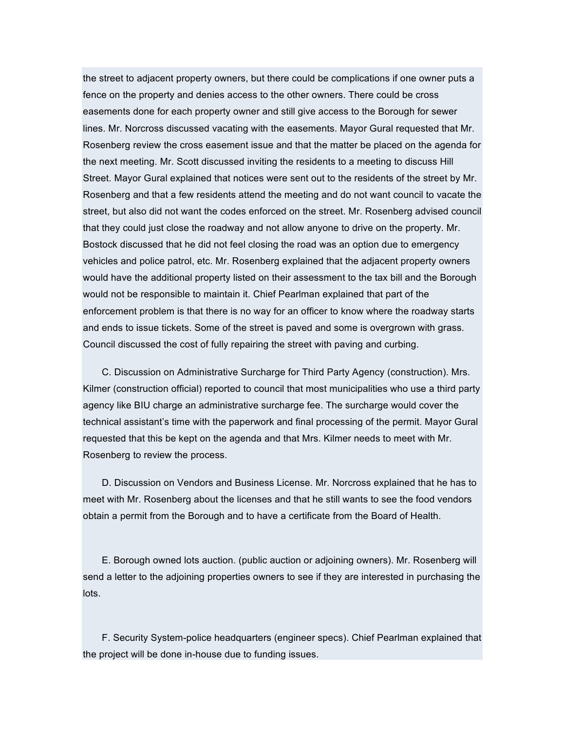the street to adjacent property owners, but there could be complications if one owner puts a fence on the property and denies access to the other owners. There could be cross easements done for each property owner and still give access to the Borough for sewer lines. Mr. Norcross discussed vacating with the easements. Mayor Gural requested that Mr. Rosenberg review the cross easement issue and that the matter be placed on the agenda for the next meeting. Mr. Scott discussed inviting the residents to a meeting to discuss Hill Street. Mayor Gural explained that notices were sent out to the residents of the street by Mr. Rosenberg and that a few residents attend the meeting and do not want council to vacate the street, but also did not want the codes enforced on the street. Mr. Rosenberg advised council that they could just close the roadway and not allow anyone to drive on the property. Mr. Bostock discussed that he did not feel closing the road was an option due to emergency vehicles and police patrol, etc. Mr. Rosenberg explained that the adjacent property owners would have the additional property listed on their assessment to the tax bill and the Borough would not be responsible to maintain it. Chief Pearlman explained that part of the enforcement problem is that there is no way for an officer to know where the roadway starts and ends to issue tickets. Some of the street is paved and some is overgrown with grass. Council discussed the cost of fully repairing the street with paving and curbing.

C. Discussion on Administrative Surcharge for Third Party Agency (construction). Mrs. Kilmer (construction official) reported to council that most municipalities who use a third party agency like BIU charge an administrative surcharge fee. The surcharge would cover the technical assistant's time with the paperwork and final processing of the permit. Mayor Gural requested that this be kept on the agenda and that Mrs. Kilmer needs to meet with Mr. Rosenberg to review the process.

D. Discussion on Vendors and Business License. Mr. Norcross explained that he has to meet with Mr. Rosenberg about the licenses and that he still wants to see the food vendors obtain a permit from the Borough and to have a certificate from the Board of Health.

E. Borough owned lots auction. (public auction or adjoining owners). Mr. Rosenberg will send a letter to the adjoining properties owners to see if they are interested in purchasing the lots.

F. Security System-police headquarters (engineer specs). Chief Pearlman explained that the project will be done in-house due to funding issues.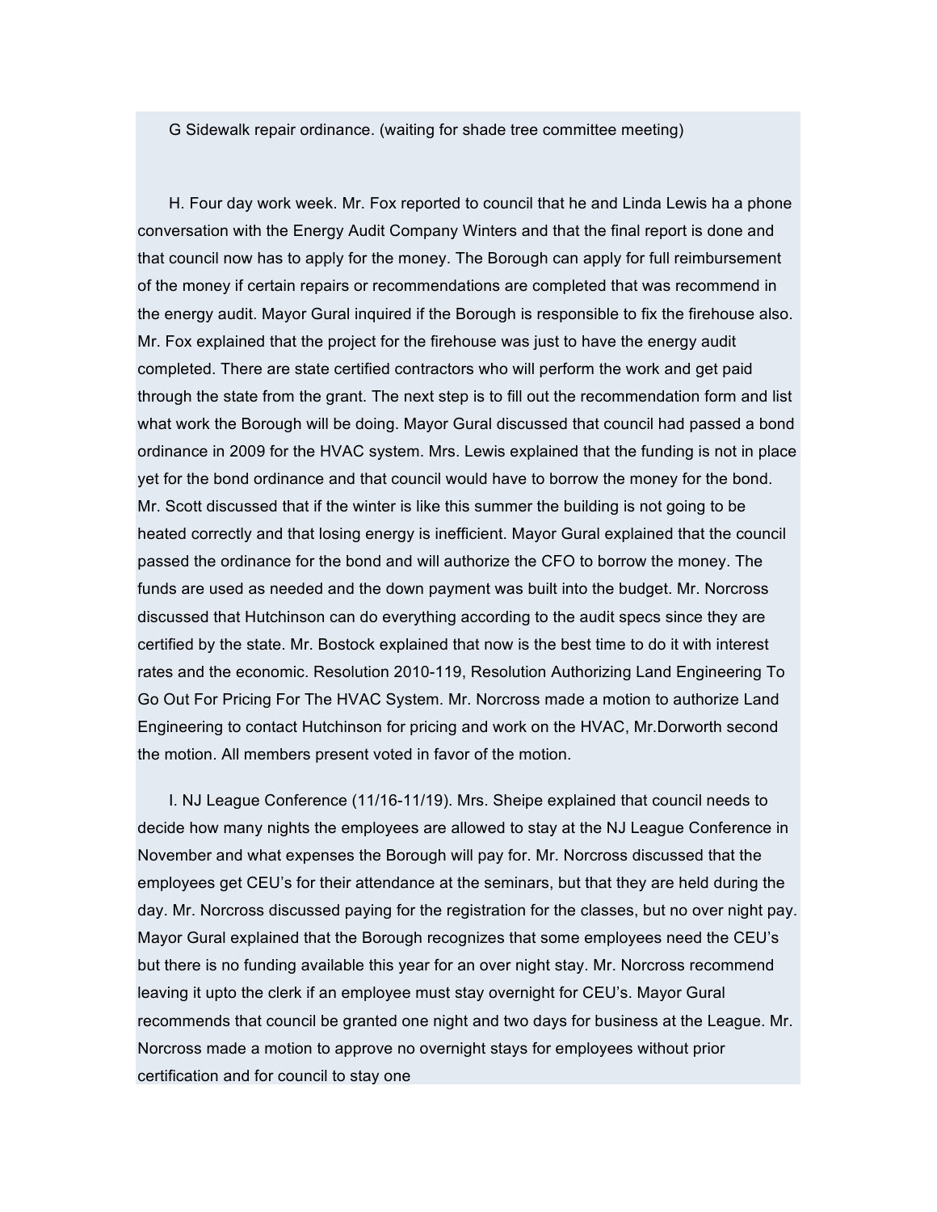G Sidewalk repair ordinance. (waiting for shade tree committee meeting)

H. Four day work week. Mr. Fox reported to council that he and Linda Lewis ha a phone conversation with the Energy Audit Company Winters and that the final report is done and that council now has to apply for the money. The Borough can apply for full reimbursement of the money if certain repairs or recommendations are completed that was recommend in the energy audit. Mayor Gural inquired if the Borough is responsible to fix the firehouse also. Mr. Fox explained that the project for the firehouse was just to have the energy audit completed. There are state certified contractors who will perform the work and get paid through the state from the grant. The next step is to fill out the recommendation form and list what work the Borough will be doing. Mayor Gural discussed that council had passed a bond ordinance in 2009 for the HVAC system. Mrs. Lewis explained that the funding is not in place yet for the bond ordinance and that council would have to borrow the money for the bond. Mr. Scott discussed that if the winter is like this summer the building is not going to be heated correctly and that losing energy is inefficient. Mayor Gural explained that the council passed the ordinance for the bond and will authorize the CFO to borrow the money. The funds are used as needed and the down payment was built into the budget. Mr. Norcross discussed that Hutchinson can do everything according to the audit specs since they are certified by the state. Mr. Bostock explained that now is the best time to do it with interest rates and the economic. Resolution 2010-119, Resolution Authorizing Land Engineering To Go Out For Pricing For The HVAC System. Mr. Norcross made a motion to authorize Land Engineering to contact Hutchinson for pricing and work on the HVAC, Mr.Dorworth second the motion. All members present voted in favor of the motion.

I. NJ League Conference (11/16-11/19). Mrs. Sheipe explained that council needs to decide how many nights the employees are allowed to stay at the NJ League Conference in November and what expenses the Borough will pay for. Mr. Norcross discussed that the employees get CEU's for their attendance at the seminars, but that they are held during the day. Mr. Norcross discussed paying for the registration for the classes, but no over night pay. Mayor Gural explained that the Borough recognizes that some employees need the CEU's but there is no funding available this year for an over night stay. Mr. Norcross recommend leaving it upto the clerk if an employee must stay overnight for CEU's. Mayor Gural recommends that council be granted one night and two days for business at the League. Mr. Norcross made a motion to approve no overnight stays for employees without prior certification and for council to stay one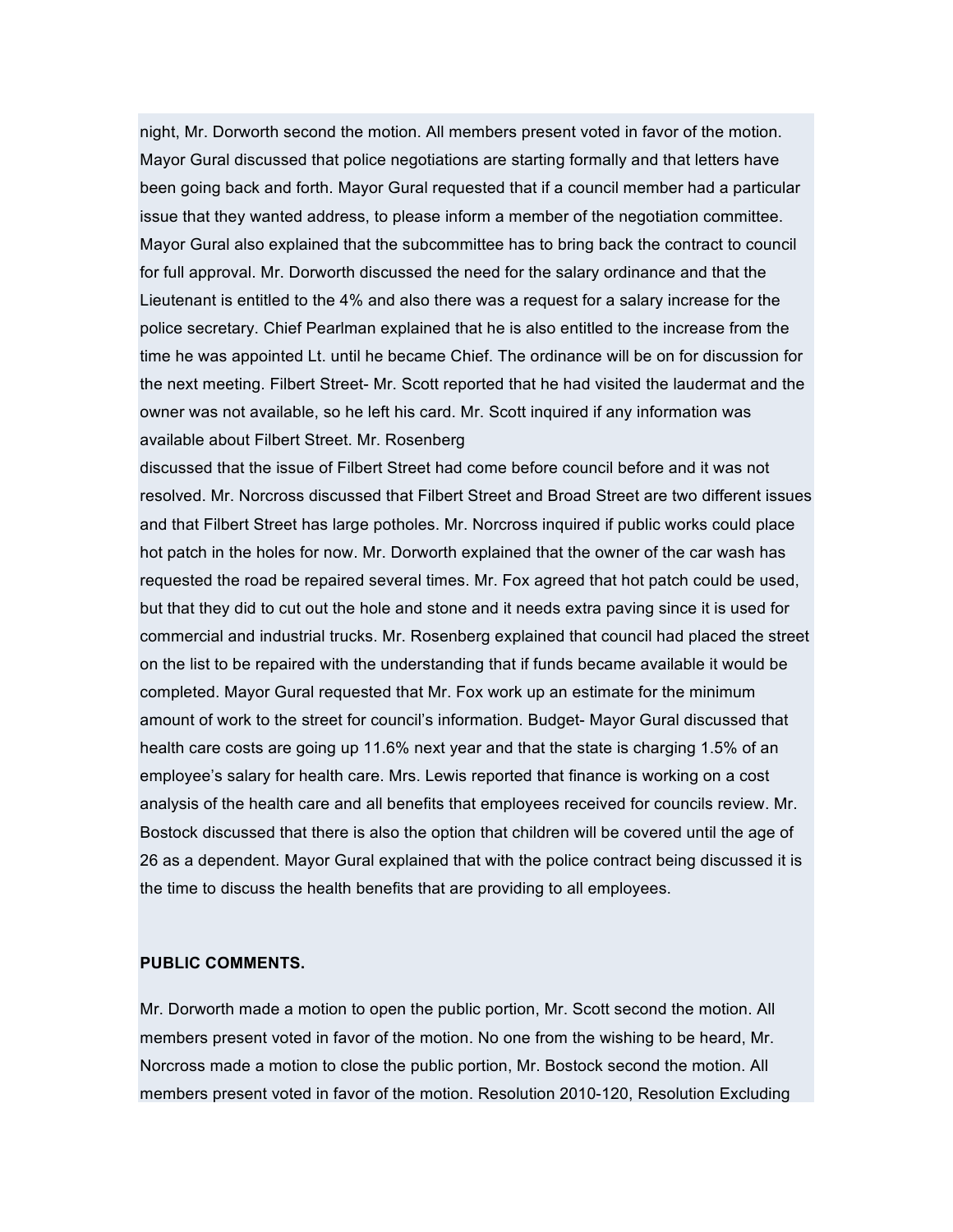night, Mr. Dorworth second the motion. All members present voted in favor of the motion. Mayor Gural discussed that police negotiations are starting formally and that letters have been going back and forth. Mayor Gural requested that if a council member had a particular issue that they wanted address, to please inform a member of the negotiation committee. Mayor Gural also explained that the subcommittee has to bring back the contract to council for full approval. Mr. Dorworth discussed the need for the salary ordinance and that the Lieutenant is entitled to the 4% and also there was a request for a salary increase for the police secretary. Chief Pearlman explained that he is also entitled to the increase from the time he was appointed Lt. until he became Chief. The ordinance will be on for discussion for the next meeting. Filbert Street- Mr. Scott reported that he had visited the laudermat and the owner was not available, so he left his card. Mr. Scott inquired if any information was available about Filbert Street. Mr. Rosenberg discussed that the issue of Filbert Street had come before council before and it was not resolved. Mr. Norcross discussed that Filbert Street and Broad Street are two different issues and that Filbert Street has large potholes. Mr. Norcross inquired if public works could place hot patch in the holes for now. Mr. Dorworth explained that the owner of the car wash has requested the road be repaired several times. Mr. Fox agreed that hot patch could be used, but that they did to cut out the hole and stone and it needs extra paving since it is used for commercial and industrial trucks. Mr. Rosenberg explained that council had placed the street on the list to be repaired with the understanding that if funds became available it would be completed. Mayor Gural requested that Mr. Fox work up an estimate for the minimum amount of work to the street for council's information. Budget- Mayor Gural discussed that health care costs are going up 11.6% next year and that the state is charging 1.5% of an employee's salary for health care. Mrs. Lewis reported that finance is working on a cost analysis of the health care and all benefits that employees received for councils review. Mr. Bostock discussed that there is also the option that children will be covered until the age of 26 as a dependent. Mayor Gural explained that with the police contract being discussed it is the time to discuss the health benefits that are providing to all employees.

**PUBLIC COMMENTS.**

Mr. Dorworth made a motion to open the public portion, Mr. Scott second the motion. All members present voted in favor of the motion. No one from the wishing to be heard, Mr. Norcross made a motion to close the public portion, Mr. Bostock second the motion. All members present voted in favor of the motion. Resolution 2010-120, Resolution Excluding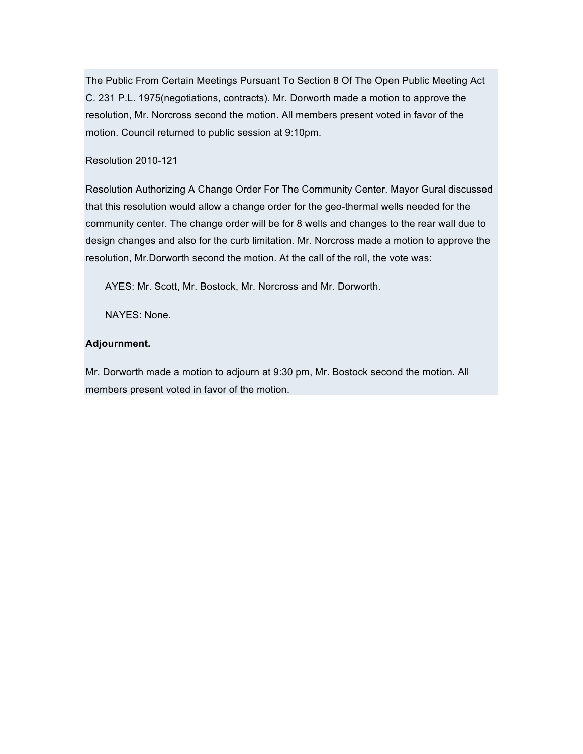The Public From Certain Meetings Pursuant To Section 8 Of The Open Public Meeting Act C. 231 P.L. 1975(negotiations, contracts). Mr. Dorworth made a motion to approve the resolution, Mr. Norcross second the motion. All members present voted in favor of the motion. Council returned to public session at 9:10pm.

Resolution 2010-121

Resolution Authorizing A Change Order For The Community Center. Mayor Gural discussed that this resolution would allow a change order for the geo-thermal wells needed for the community center. The change order will be for 8 wells and changes to the rear wall due to design changes and also for the curb limitation. Mr. Norcross made a motion to approve the resolution, Mr.Dorworth second the motion. At the call of the roll, the vote was:

AYES: Mr. Scott, Mr. Bostock, Mr. Norcross and Mr. Dorworth.

NAYES: None.

**Adjournment.**

Mr. Dorworth made a motion to adjourn at 9:30 pm, Mr. Bostock second the motion. All members present voted in favor of the motion.